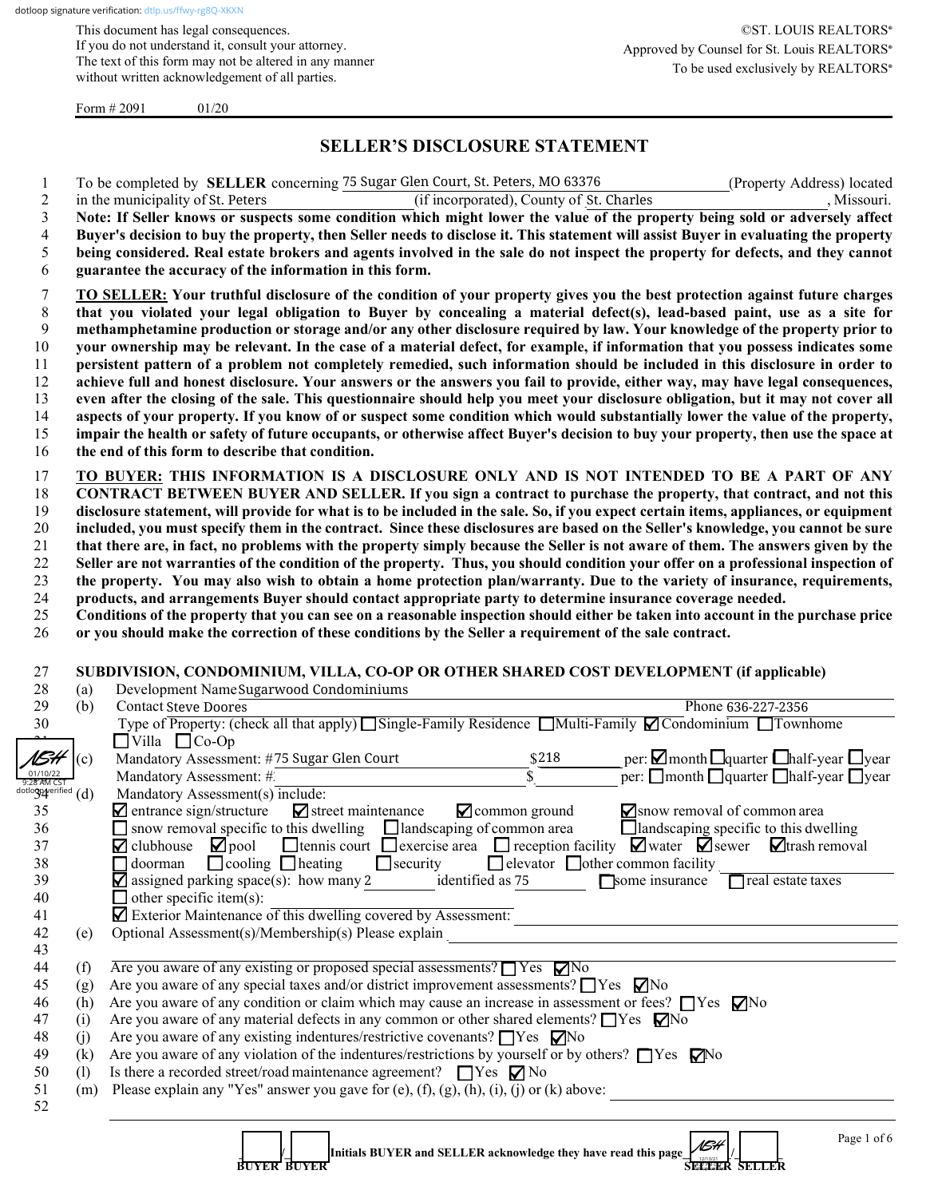dotloop signature verification: dtlp.us/ffwy-rg8Q-XKXN

This document has legal consequences.
If you do not understand it, consult your attorney.
The text of this form may not be altered in any manner without written acknowledgement of all parties.

©ST. LOUIS REALTORS®
Approved by Counsel for St. Louis REALTORS®
To be used exclusively by REALTORS®

Form # 2091 01/20

# SELLER'S DISCLOSURE STATEMENT

1 To be completed by **SELLER** concerning 75 Sugar Glen Court, St. Peters, MO 63376 (Property Address) located
2 in the municipality of St. Peters (if incorporated), County of St. Charles, Missouri.
3 **Note: If Seller knows or suspects some condition which might lower the value of the property being sold or adversely affect**
4 **Buyer's decision to buy the property, then Seller needs to disclose it. This statement will assist Buyer in evaluating the property**
5 **being considered. Real estate brokers and agents involved in the sale do not inspect the property for defects, and they cannot**
6 **guarantee the accuracy of the information in this form.**

7 **TO SELLER: Your truthful disclosure of the condition of your property gives you the best protection against future charges**
8 **that you violated your legal obligation to Buyer by concealing a material defect(s), lead-based paint, use as a site for**
9 **methamphetamine production or storage and/or any other disclosure required by law. Your knowledge of the property prior to**
10 **your ownership may be relevant. In the case of a material defect, for example, if information that you possess indicates some**
11 **persistent pattern of a problem not completely remedied, such information should be included in this disclosure in order to**
12 **achieve full and honest disclosure. Your answers or the answers you fail to provide, either way, may have legal consequences,**
13 **even after the closing of the sale. This questionnaire should help you meet your disclosure obligation, but it may not cover all**
14 **aspects of your property. If you know of or suspect some condition which would substantially lower the value of the property,**
15 **impair the health or safety of future occupants, or otherwise affect Buyer's decision to buy your property, then use the space at**
16 **the end of this form to describe that condition.**

17 **TO BUYER: THIS INFORMATION IS A DISCLOSURE ONLY AND IS NOT INTENDED TO BE A PART OF ANY**
18 **CONTRACT BETWEEN BUYER AND SELLER. If you sign a contract to purchase the property, that contract, and not this**
19 **disclosure statement, will provide for what is to be included in the sale. So, if you expect certain items, appliances, or equipment**
20 **included, you must specify them in the contract. Since these disclosures are based on the Seller's knowledge, you cannot be sure**
21 **that there are, in fact, no problems with the property simply because the Seller is not aware of them. The answers given by the**
22 **Seller are not warranties of the condition of the property. Thus, you should condition your offer on a professional inspection of**
23 **the property. You may also wish to obtain a home protection plan/warranty. Due to the variety of insurance, requirements,**
24 **products, and arrangements Buyer should contact appropriate party to determine insurance coverage needed.**
25 **Conditions of the property that you can see on a reasonable inspection should either be taken into account in the purchase price**
26 **or you should make the correction of these conditions by the Seller a requirement of the sale contract.**

27 **SUBDIVISION, CONDOMINIUM, VILLA, CO-OP OR OTHER SHARED COST DEVELOPMENT (if applicable)**

28 (a) Development Name Sugarwood Condominiums
29 (b) Contact Steve Doores Phone 636-227-2356
30 Type of Property: (check all that apply) ☐ Single-Family Residence ☐ Multi-Family ☑ Condominium ☐ Townhome
31 ☐ Villa ☐ Co-Op
32 (c) Mandatory Assessment: # 75 Sugar Glen Court $218 per: ☑ month ☐ quarter ☐ half-year ☐ year
33 Mandatory Assessment: # ______ $ ______ per: ☐ month ☐ quarter ☐ half-year ☐ year

(Initials: NSH 01/10/22 9:28 AM CST dotloop verified)

34 (d) Mandatory Assessment(s) include:
35 ☑ entrance sign/structure ☑ street maintenance ☑ common ground ☑ snow removal of common area
36 ☐ snow removal specific to this dwelling ☐ landscaping of common area ☐ landscaping specific to this dwelling
37 ☑ clubhouse ☑ pool ☐ tennis court ☐ exercise area ☐ reception facility ☑ water ☑ sewer ☑ trash removal
38 ☐ doorman ☐ cooling ☐ heating ☐ security ☐ elevator ☐ other common facility ______
39 ☑ assigned parking space(s): how many 2 identified as 75 ☐ some insurance ☐ real estate taxes
40 ☐ other specific item(s): ______
41 ☑ Exterior Maintenance of this dwelling covered by Assessment: ______
42 (e) Optional Assessment(s)/Membership(s) Please explain ______
43
44 (f) Are you aware of any existing or proposed special assessments? ☐ Yes ☑ No
45 (g) Are you aware of any special taxes and/or district improvement assessments? ☐ Yes ☑ No
46 (h) Are you aware of any condition or claim which may cause an increase in assessment or fees? ☐ Yes ☑ No
47 (i) Are you aware of any material defects in any common or other shared elements? ☐ Yes ☑ No
48 (j) Are you aware of any existing indentures/restrictive covenants? ☐ Yes ☑ No
49 (k) Are you aware of any violation of the indentures/restrictions by yourself or by others? ☐ Yes ☑ No
50 (l) Is there a recorded street/road maintenance agreement? ☐ Yes ☑ No
51 (m) Please explain any "Yes" answer you gave for (e), (f), (g), (h), (i), (j) or (k) above: ______
52

______ / ______ **Initials BUYER and SELLER acknowledge they have read this page** NSH / ______
BUYER BUYER SELLER SELLER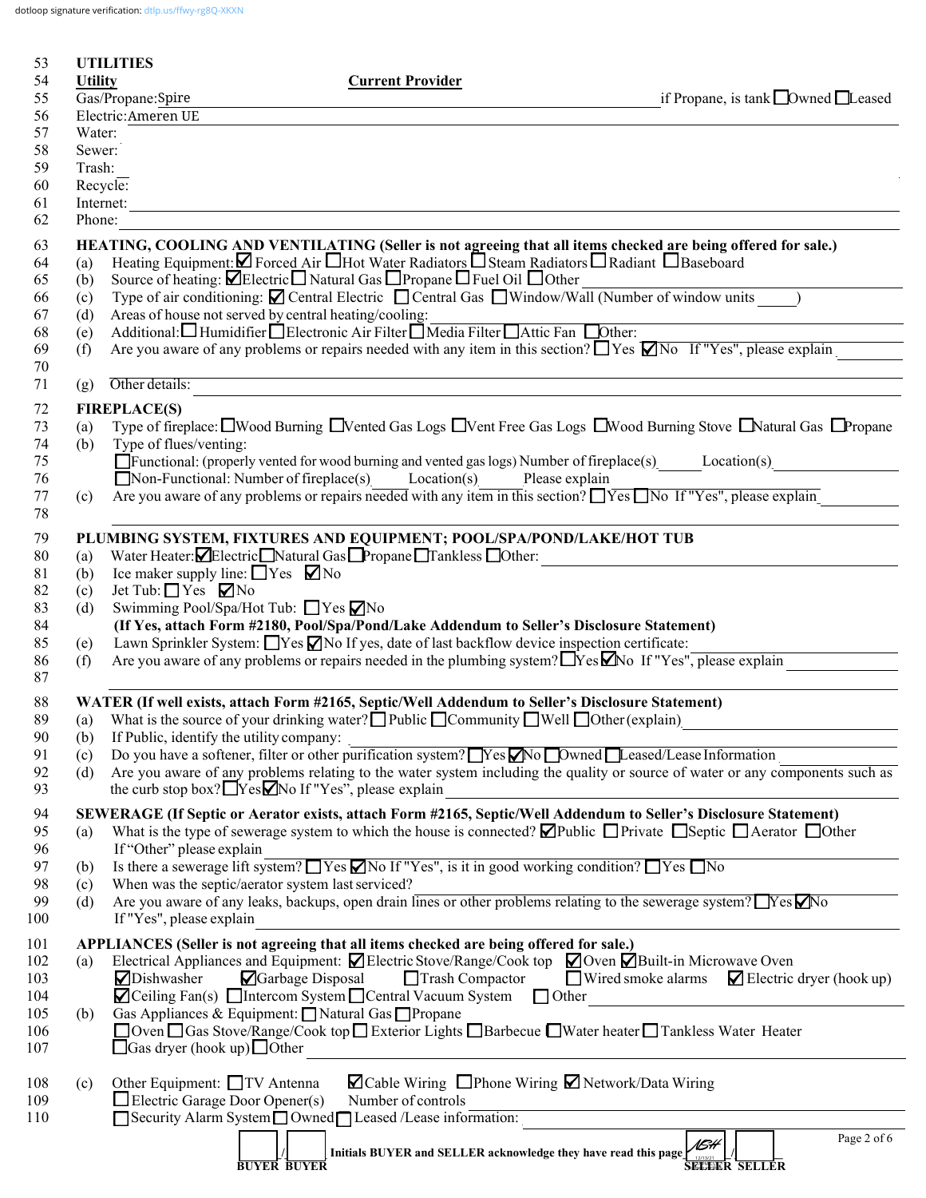dotloop signature verification: dtlp.us/ffwy-rg8Q-XKXN

## UTILITIES

**Utility** — **Current Provider**

Gas/Propane: Spire — if Propane, is tank ☐ Owned ☐ Leased

Electric: Ameren UE

Water:

Sewer:

Trash:

Recycle:

Internet:

Phone:

## HEATING, COOLING AND VENTILATING (Seller is not agreeing that all items checked are being offered for sale.)

(a) Heating Equipment: ☑ Forced Air ☐ Hot Water Radiators ☐ Steam Radiators ☐ Radiant ☐ Baseboard

(b) Source of heating: ☑ Electric ☐ Natural Gas ☐ Propane ☐ Fuel Oil ☐ Other

(c) Type of air conditioning: ☑ Central Electric ☐ Central Gas ☐ Window/Wall (Number of window units ____)

(d) Areas of house not served by central heating/cooling:

(e) Additional: ☐ Humidifier ☐ Electronic Air Filter ☐ Media Filter ☐ Attic Fan ☐ Other:

(f) Are you aware of any problems or repairs needed with any item in this section? ☐ Yes ☑ No If "Yes", please explain

(g) Other details:

## FIREPLACE(S)

(a) Type of fireplace: ☐ Wood Burning ☐ Vented Gas Logs ☐ Vent Free Gas Logs ☐ Wood Burning Stove ☐ Natural Gas ☐ Propane

(b) Type of flues/venting:

☐ Functional: (properly vented for wood burning and vented gas logs) Number of fireplace(s) ____ Location(s) ____

☐ Non-Functional: Number of fireplace(s) ____ Location(s) ____ Please explain

(c) Are you aware of any problems or repairs needed with any item in this section? ☐ Yes ☐ No If "Yes", please explain

## PLUMBING SYSTEM, FIXTURES AND EQUIPMENT; POOL/SPA/POND/LAKE/HOT TUB

(a) Water Heater: ☑ Electric ☐ Natural Gas ☐ Propane ☐ Tankless ☐ Other:

(b) Ice maker supply line: ☐ Yes ☑ No

(c) Jet Tub: ☐ Yes ☑ No

(d) Swimming Pool/Spa/Hot Tub: ☐ Yes ☑ No

**(If Yes, attach Form #2180, Pool/Spa/Pond/Lake Addendum to Seller's Disclosure Statement)**

(e) Lawn Sprinkler System: ☐ Yes ☑ No If yes, date of last backflow device inspection certificate:

(f) Are you aware of any problems or repairs needed in the plumbing system? ☐ Yes ☑ No If "Yes", please explain

## WATER (If well exists, attach Form #2165, Septic/Well Addendum to Seller's Disclosure Statement)

(a) What is the source of your drinking water? ☐ Public ☐ Community ☐ Well ☐ Other (explain)

(b) If Public, identify the utility company:

(c) Do you have a softener, filter or other purification system? ☐ Yes ☑ No ☐ Owned ☐ Leased/Lease Information

(d) Are you aware of any problems relating to the water system including the quality or source of water or any components such as the curb stop box? ☐ Yes ☑ No If "Yes", please explain

## SEWERAGE (If Septic or Aerator exists, attach Form #2165, Septic/Well Addendum to Seller's Disclosure Statement)

(a) What is the type of sewerage system to which the house is connected? ☑ Public ☐ Private ☐ Septic ☐ Aerator ☐ Other

If "Other" please explain

(b) Is there a sewerage lift system? ☐ Yes ☑ No If "Yes", is it in good working condition? ☐ Yes ☐ No

(c) When was the septic/aerator system last serviced?

(d) Are you aware of any leaks, backups, open drain lines or other problems relating to the sewerage system? ☐ Yes ☑ No

If "Yes", please explain

## APPLIANCES (Seller is not agreeing that all items checked are being offered for sale.)

(a) Electrical Appliances and Equipment: ☑ Electric Stove/Range/Cook top ☑ Oven ☑ Built-in Microwave Oven

☑ Dishwasher ☑ Garbage Disposal ☐ Trash Compactor ☐ Wired smoke alarms ☑ Electric dryer (hook up)

☑ Ceiling Fan(s) ☐ Intercom System ☐ Central Vacuum System ☐ Other

(b) Gas Appliances & Equipment: ☐ Natural Gas ☐ Propane

☐ Oven ☐ Gas Stove/Range/Cook top ☐ Exterior Lights ☐ Barbecue ☐ Water heater ☐ Tankless Water Heater

☐ Gas dryer (hook up) ☐ Other

(c) Other Equipment: ☐ TV Antenna ☑ Cable Wiring ☐ Phone Wiring ☑ Network/Data Wiring

☐ Electric Garage Door Opener(s) Number of controls

☐ Security Alarm System ☐ Owned ☐ Leased /Lease information:

____ / ____ Initials BUYER and SELLER acknowledge they have read this page NGH 12/13/21 / ____

BUYER BUYER SELLER SELLER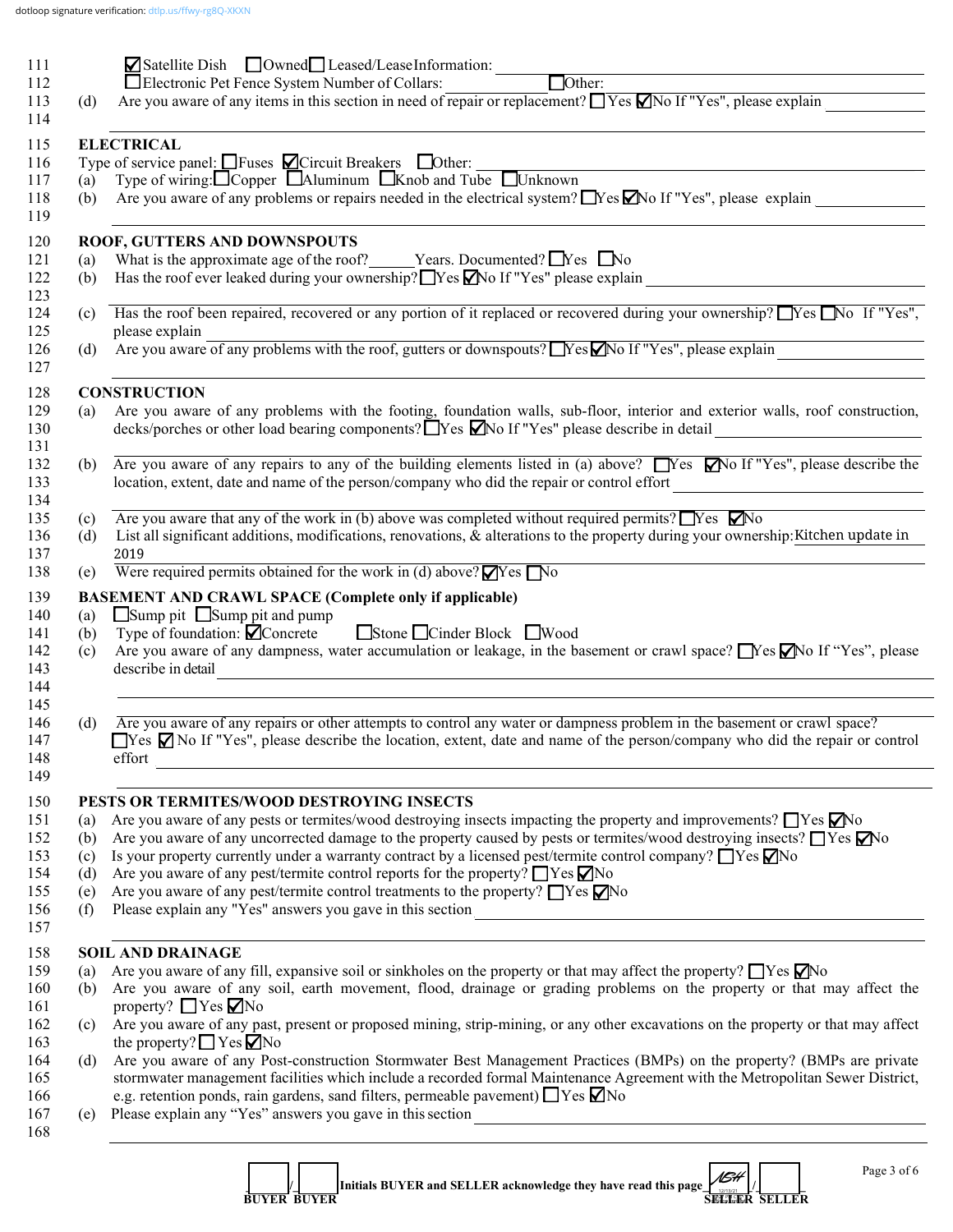dotloop signature verification: dtlp.us/ffwy-rg8Q-XKXN

111 ☑ Satellite Dish ☐ Owned ☐ Leased/Lease Information: ______
112 ☐ Electronic Pet Fence System Number of Collars: ______ ☐ Other: ______
113 (d) Are you aware of any items in this section in need of repair or replacement? ☐ Yes ☑ No If "Yes", please explain ______
114 ______

115 **ELECTRICAL**
116 Type of service panel: ☐ Fuses ☑ Circuit Breakers ☐ Other: ______
117 (a) Type of wiring: ☐ Copper ☐ Aluminum ☐ Knob and Tube ☐ Unknown
118 (b) Are you aware of any problems or repairs needed in the electrical system? ☐ Yes ☑ No If "Yes", please explain ______
119 ______

120 **ROOF, GUTTERS AND DOWNSPOUTS**
121 (a) What is the approximate age of the roof? ______ Years. Documented? ☐ Yes ☐ No
122 (b) Has the roof ever leaked during your ownership? ☐ Yes ☑ No If "Yes" please explain ______
123 ______
124 (c) Has the roof been repaired, recovered or any portion of it replaced or recovered during your ownership? ☐ Yes ☐ No If "Yes",
125 please explain ______
126 (d) Are you aware of any problems with the roof, gutters or downspouts? ☐ Yes ☑ No If "Yes", please explain ______
127 ______

128 **CONSTRUCTION**
129 (a) Are you aware of any problems with the footing, foundation walls, sub-floor, interior and exterior walls, roof construction,
130 decks/porches or other load bearing components? ☐ Yes ☑ No If "Yes" please describe in detail ______
131 ______
132 (b) Are you aware of any repairs to any of the building elements listed in (a) above? ☐ Yes ☑ No If "Yes", please describe the
133 location, extent, date and name of the person/company who did the repair or control effort ______
134 ______
135 (c) Are you aware that any of the work in (b) above was completed without required permits? ☐ Yes ☑ No
136 (d) List all significant additions, modifications, renovations, & alterations to the property during your ownership: Kitchen update in
137 2019
138 (e) Were required permits obtained for the work in (d) above? ☑ Yes ☐ No

139 **BASEMENT AND CRAWL SPACE (Complete only if applicable)**
140 (a) ☐ Sump pit ☐ Sump pit and pump
141 (b) Type of foundation: ☑ Concrete ☐ Stone ☐ Cinder Block ☐ Wood
142 (c) Are you aware of any dampness, water accumulation or leakage, in the basement or crawl space? ☐ Yes ☑ No If "Yes", please
143 describe in detail ______
144 ______
145 ______
146 (d) Are you aware of any repairs or other attempts to control any water or dampness problem in the basement or crawl space?
147 ☐ Yes ☑ No If "Yes", please describe the location, extent, date and name of the person/company who did the repair or control
148 effort ______
149 ______

150 **PESTS OR TERMITES/WOOD DESTROYING INSECTS**
151 (a) Are you aware of any pests or termites/wood destroying insects impacting the property and improvements? ☐ Yes ☑ No
152 (b) Are you aware of any uncorrected damage to the property caused by pests or termites/wood destroying insects? ☐ Yes ☑ No
153 (c) Is your property currently under a warranty contract by a licensed pest/termite control company? ☐ Yes ☑ No
154 (d) Are you aware of any pest/termite control reports for the property? ☐ Yes ☑ No
155 (e) Are you aware of any pest/termite control treatments to the property? ☐ Yes ☑ No
156 (f) Please explain any "Yes" answers you gave in this section ______
157 ______

158 **SOIL AND DRAINAGE**
159 (a) Are you aware of any fill, expansive soil or sinkholes on the property or that may affect the property? ☐ Yes ☑ No
160 (b) Are you aware of any soil, earth movement, flood, drainage or grading problems on the property or that may affect the
161 property? ☐ Yes ☑ No
162 (c) Are you aware of any past, present or proposed mining, strip-mining, or any other excavations on the property or that may affect
163 the property? ☐ Yes ☑ No
164 (d) Are you aware of any Post-construction Stormwater Best Management Practices (BMPs) on the property? (BMPs are private
165 stormwater management facilities which include a recorded formal Maintenance Agreement with the Metropolitan Sewer District,
166 e.g. retention ponds, rain gardens, sand filters, permeable pavement) ☐ Yes ☑ No
167 (e) Please explain any "Yes" answers you gave in this section ______
168 ______

______ / ______ **Initials BUYER and SELLER acknowledge they have read this page** ASH (12/13/21) / ______
**BUYER BUYER** **SELLER SELLER**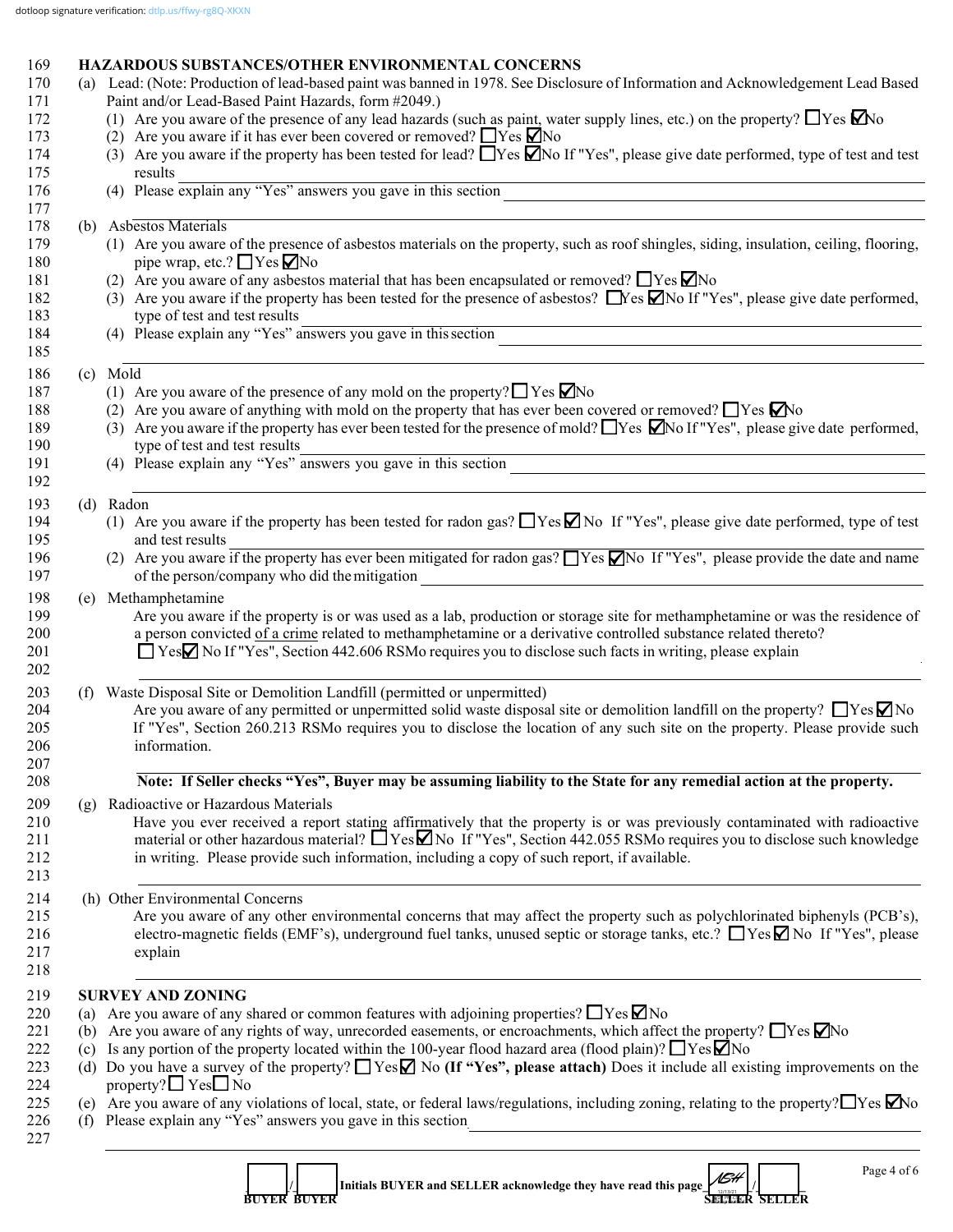dotloop signature verification: dtlp.us/ffwy-rg8Q-XKXN

## HAZARDOUS SUBSTANCES/OTHER ENVIRONMENTAL CONCERNS

(a) Lead: (Note: Production of lead-based paint was banned in 1978. See Disclosure of Information and Acknowledgement Lead Based Paint and/or Lead-Based Paint Hazards, form #2049.)

(1) Are you aware of the presence of any lead hazards (such as paint, water supply lines, etc.) on the property? ☐Yes ☑No

(2) Are you aware if it has ever been covered or removed? ☐Yes ☑No

(3) Are you aware if the property has been tested for lead? ☐Yes ☑No If "Yes", please give date performed, type of test and test results \_\_\_\_\_\_\_\_\_\_

(4) Please explain any "Yes" answers you gave in this section \_\_\_\_\_\_\_\_\_\_

(b) Asbestos Materials

(1) Are you aware of the presence of asbestos materials on the property, such as roof shingles, siding, insulation, ceiling, flooring, pipe wrap, etc.? ☐Yes ☑No

(2) Are you aware of any asbestos material that has been encapsulated or removed? ☐Yes ☑No

(3) Are you aware if the property has been tested for the presence of asbestos? ☐Yes ☑No If "Yes", please give date performed, type of test and test results \_\_\_\_\_\_\_\_\_\_

(4) Please explain any "Yes" answers you gave in this section \_\_\_\_\_\_\_\_\_\_

(c) Mold

(1) Are you aware of the presence of any mold on the property? ☐ Yes ☑No

(2) Are you aware of anything with mold on the property that has ever been covered or removed? ☐Yes ☑No

(3) Are you aware if the property has ever been tested for the presence of mold? ☐Yes ☑No If "Yes", please give date performed, type of test and test results \_\_\_\_\_\_\_\_\_\_

(4) Please explain any "Yes" answers you gave in this section \_\_\_\_\_\_\_\_\_\_

(d) Radon

(1) Are you aware if the property has been tested for radon gas? ☐Yes ☑ No If "Yes", please give date performed, type of test and test results \_\_\_\_\_\_\_\_\_\_

(2) Are you aware if the property has ever been mitigated for radon gas? ☐Yes ☑No If "Yes", please provide the date and name of the person/company who did the mitigation \_\_\_\_\_\_\_\_\_\_

(e) Methamphetamine

Are you aware if the property is or was used as a lab, production or storage site for methamphetamine or was the residence of a person convicted of a crime related to methamphetamine or a derivative controlled substance related thereto? ☐ Yes ☑ No If "Yes", Section 442.606 RSMo requires you to disclose such facts in writing, please explain \_\_\_\_\_\_\_\_\_\_

(f) Waste Disposal Site or Demolition Landfill (permitted or unpermitted)

Are you aware of any permitted or unpermitted solid waste disposal site or demolition landfill on the property? ☐Yes ☑ No If "Yes", Section 260.213 RSMo requires you to disclose the location of any such site on the property. Please provide such information. \_\_\_\_\_\_\_\_\_\_

**Note: If Seller checks "Yes", Buyer may be assuming liability to the State for any remedial action at the property.**

(g) Radioactive or Hazardous Materials

Have you ever received a report stating affirmatively that the property is or was previously contaminated with radioactive material or other hazardous material? ☐ Yes ☑ No If "Yes", Section 442.055 RSMo requires you to disclose such knowledge in writing. Please provide such information, including a copy of such report, if available. \_\_\_\_\_\_\_\_\_\_

(h) Other Environmental Concerns

Are you aware of any other environmental concerns that may affect the property such as polychlorinated biphenyls (PCB's), electro-magnetic fields (EMF's), underground fuel tanks, unused septic or storage tanks, etc.? ☐Yes ☑ No If "Yes", please explain \_\_\_\_\_\_\_\_\_\_

## SURVEY AND ZONING

(a) Are you aware of any shared or common features with adjoining properties? ☐Yes ☑No

(b) Are you aware of any rights of way, unrecorded easements, or encroachments, which affect the property? ☐Yes ☑No

(c) Is any portion of the property located within the 100-year flood hazard area (flood plain)? ☐Yes ☑No

(d) Do you have a survey of the property? ☐ Yes ☑ No **(If "Yes", please attach)** Does it include all existing improvements on the property? ☐ Yes ☐ No

(e) Are you aware of any violations of local, state, or federal laws/regulations, including zoning, relating to the property? ☐Yes ☑No

(f) Please explain any "Yes" answers you gave in this section \_\_\_\_\_\_\_\_\_\_

\_\_\_\_ / \_\_\_\_ BUYER BUYER **Initials BUYER and SELLER acknowledge they have read this page** ASH 12/13/21 / \_\_\_\_ SELLER SELLER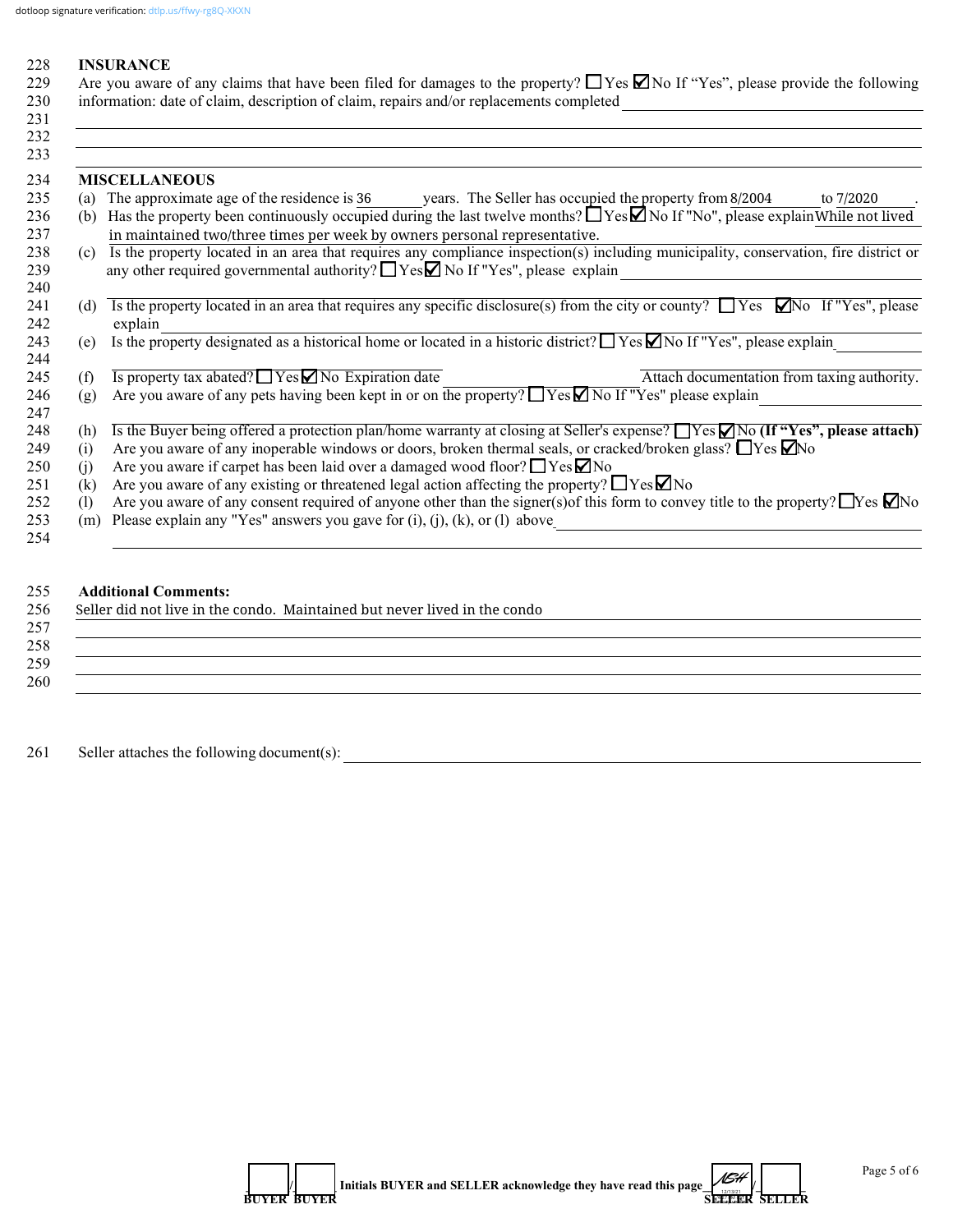dotloop signature verification: dtlp.us/ffwy-rg8Q-XKXN

228 **INSURANCE**

229 Are you aware of any claims that have been filed for damages to the property? ☐ Yes ☑ No If "Yes", please provide the following
230 information: date of claim, description of claim, repairs and/or replacements completed ____________
231
232
233

234 **MISCELLANEOUS**

235 (a) The approximate age of the residence is 36 years. The Seller has occupied the property from 8/2004 to 7/2020.
236 (b) Has the property been continuously occupied during the last twelve months? ☐ Yes ☑ No If "No", please explain While not lived
237 in maintained two/three times per week by owners personal representative.
238 (c) Is the property located in an area that requires any compliance inspection(s) including municipality, conservation, fire district or
239 any other required governmental authority? ☐ Yes ☑ No If "Yes", please explain ____________
240
241 (d) Is the property located in an area that requires any specific disclosure(s) from the city or county? ☐ Yes ☑ No If "Yes", please
242 explain ____________
243 (e) Is the property designated as a historical home or located in a historic district? ☐ Yes ☑ No If "Yes", please explain ____________
244
245 (f) Is property tax abated? ☐ Yes ☑ No Expiration date ____________ Attach documentation from taxing authority.
246 (g) Are you aware of any pets having been kept in or on the property? ☐ Yes ☑ No If "Yes" please explain ____________
247
248 (h) Is the Buyer being offered a protection plan/home warranty at closing at Seller's expense? ☐ Yes ☑ No **(If "Yes", please attach)**
249 (i) Are you aware of any inoperable windows or doors, broken thermal seals, or cracked/broken glass? ☐ Yes ☑ No
250 (j) Are you aware if carpet has been laid over a damaged wood floor? ☐ Yes ☑ No
251 (k) Are you aware of any existing or threatened legal action affecting the property? ☐ Yes ☑ No
252 (l) Are you aware of any consent required of anyone other than the signer(s)of this form to convey title to the property? ☐ Yes ☑ No
253 (m) Please explain any "Yes" answers you gave for (i), (j), (k), or (l) above ____________
254

255 **Additional Comments:**

256 Seller did not live in the condo. Maintained but never lived in the condo
257
258
259
260

261 Seller attaches the following document(s): ____________

____/____ **Initials BUYER and SELLER acknowledge they have read this page** ASH 12/13/21 /____
BUYER BUYER SELLER SELLER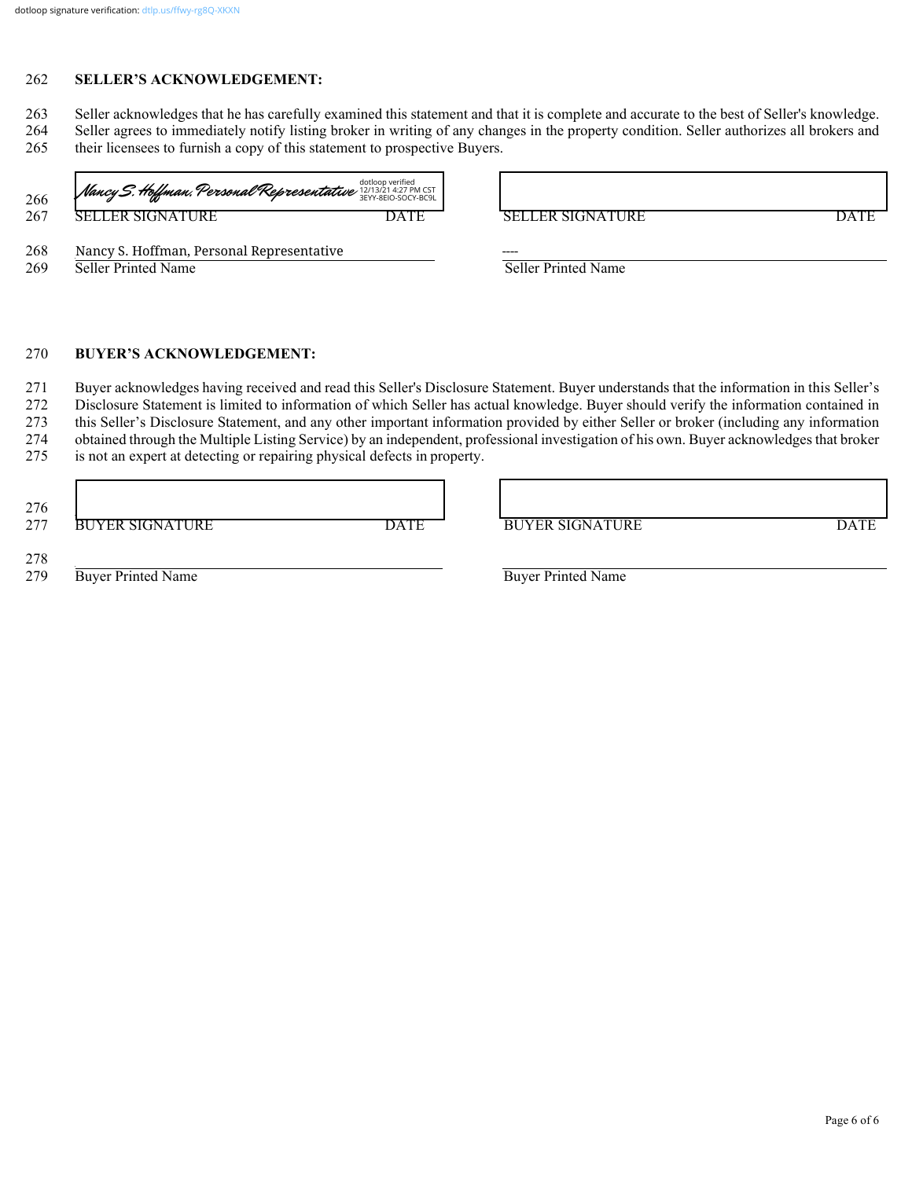dotloop signature verification: dtlp.us/ffwy-rg8Q-XKXN

262 **SELLER'S ACKNOWLEDGEMENT:**

263 Seller acknowledges that he has carefully examined this statement and that it is complete and accurate to the best of Seller's knowledge.
264 Seller agrees to immediately notify listing broker in writing of any changes in the property condition. Seller authorizes all brokers and
265 their licensees to furnish a copy of this statement to prospective Buyers.

266 *Nancy S. Hoffman, Personal Representative* dotloop verified 12/13/21 4:27 PM CST 3EYY-8EIO-SOCY-BC9L

267 SELLER SIGNATURE DATE | SELLER SIGNATURE DATE

268 Nancy S. Hoffman, Personal Representative | ----

269 Seller Printed Name | Seller Printed Name

270 **BUYER'S ACKNOWLEDGEMENT:**

271 Buyer acknowledges having received and read this Seller's Disclosure Statement. Buyer understands that the information in this Seller's
272 Disclosure Statement is limited to information of which Seller has actual knowledge. Buyer should verify the information contained in
273 this Seller's Disclosure Statement, and any other important information provided by either Seller or broker (including any information
274 obtained through the Multiple Listing Service) by an independent, professional investigation of his own. Buyer acknowledges that broker
275 is not an expert at detecting or repairing physical defects in property.

276

277 BUYER SIGNATURE DATE | BUYER SIGNATURE DATE

278

279 Buyer Printed Name | Buyer Printed Name